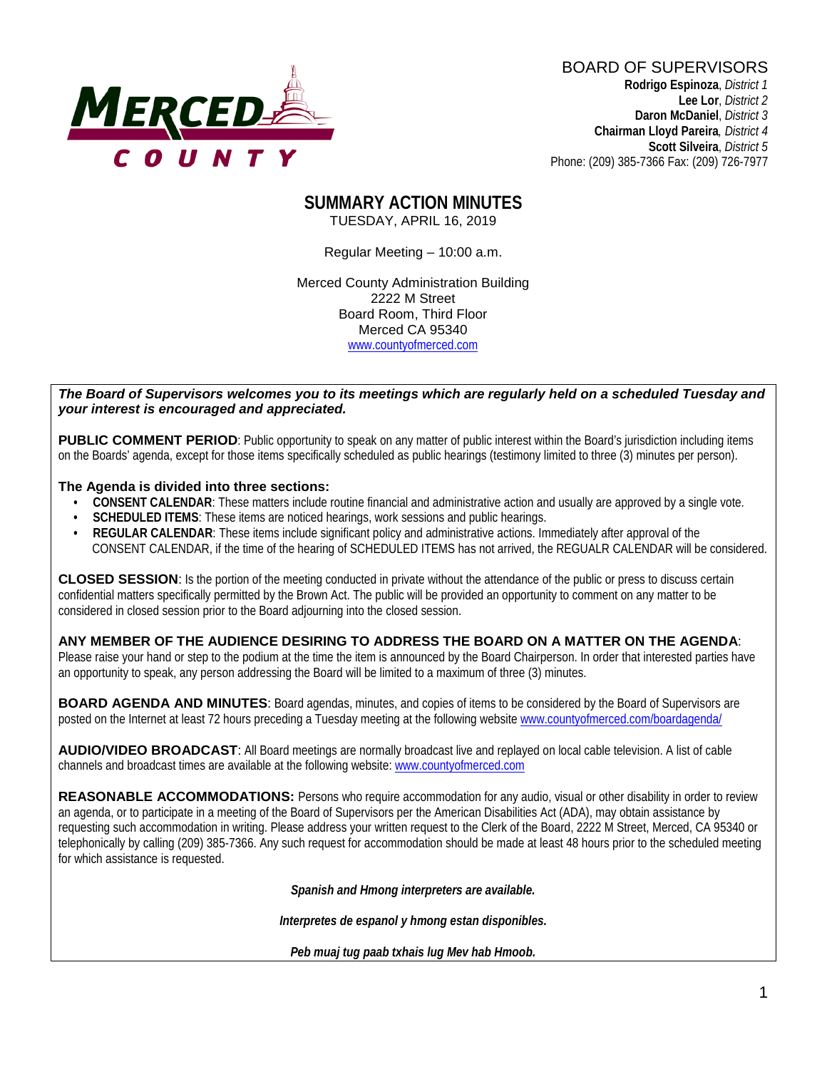MERCED COUNTY

BOARD OF SUPERVISORS
**Rodrigo Espinoza**, *District 1*
**Lee Lor**, *District 2*
**Daron McDaniel**, *District 3*
**Chairman Lloyd Pareira**, *District 4*
**Scott Silveira**, *District 5*
Phone: (209) 385-7366 Fax: (209) 726-7977

# SUMMARY ACTION MINUTES

TUESDAY, APRIL 16, 2019

Regular Meeting – 10:00 a.m.

Merced County Administration Building
2222 M Street
Board Room, Third Floor
Merced CA 95340
www.countyofmerced.com

***The Board of Supervisors welcomes you to its meetings which are regularly held on a scheduled Tuesday and your interest is encouraged and appreciated.***

**PUBLIC COMMENT PERIOD**: Public opportunity to speak on any matter of public interest within the Board's jurisdiction including items on the Boards' agenda, except for those items specifically scheduled as public hearings (testimony limited to three (3) minutes per person).

**The Agenda is divided into three sections:**

- **CONSENT CALENDAR**: These matters include routine financial and administrative action and usually are approved by a single vote.
- **SCHEDULED ITEMS**: These items are noticed hearings, work sessions and public hearings.
- **REGULAR CALENDAR**: These items include significant policy and administrative actions. Immediately after approval of the CONSENT CALENDAR, if the time of the hearing of SCHEDULED ITEMS has not arrived, the REGUALR CALENDAR will be considered.

**CLOSED SESSION**: Is the portion of the meeting conducted in private without the attendance of the public or press to discuss certain confidential matters specifically permitted by the Brown Act. The public will be provided an opportunity to comment on any matter to be considered in closed session prior to the Board adjourning into the closed session.

**ANY MEMBER OF THE AUDIENCE DESIRING TO ADDRESS THE BOARD ON A MATTER ON THE AGENDA**: Please raise your hand or step to the podium at the time the item is announced by the Board Chairperson. In order that interested parties have an opportunity to speak, any person addressing the Board will be limited to a maximum of three (3) minutes.

**BOARD AGENDA AND MINUTES**: Board agendas, minutes, and copies of items to be considered by the Board of Supervisors are posted on the Internet at least 72 hours preceding a Tuesday meeting at the following website www.countyofmerced.com/boardagenda/

**AUDIO/VIDEO BROADCAST**: All Board meetings are normally broadcast live and replayed on local cable television. A list of cable channels and broadcast times are available at the following website: www.countyofmerced.com

**REASONABLE ACCOMMODATIONS:** Persons who require accommodation for any audio, visual or other disability in order to review an agenda, or to participate in a meeting of the Board of Supervisors per the American Disabilities Act (ADA), may obtain assistance by requesting such accommodation in writing. Please address your written request to the Clerk of the Board, 2222 M Street, Merced, CA 95340 or telephonically by calling (209) 385-7366. Any such request for accommodation should be made at least 48 hours prior to the scheduled meeting for which assistance is requested.

***Spanish and Hmong interpreters are available.***

***Interpretes de espanol y hmong estan disponibles.***

***Peb muaj tug paab txhais lug Mev hab Hmoob.***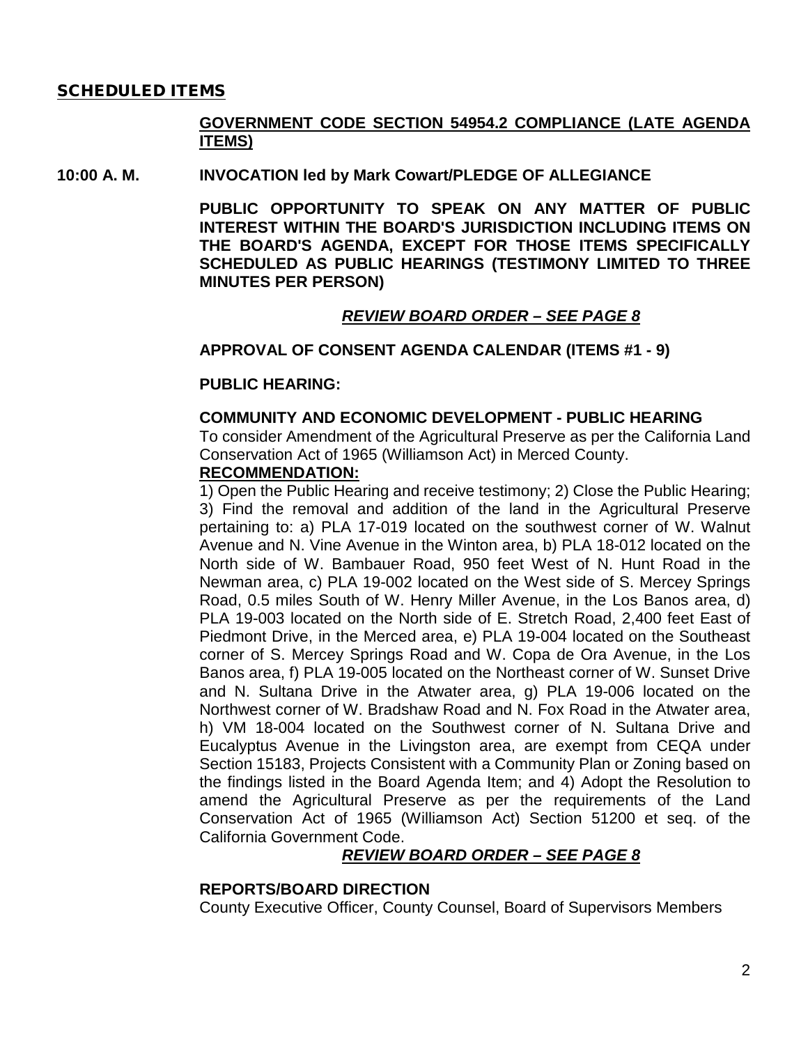## SCHEDULED ITEMS

**GOVERNMENT CODE SECTION 54954.2 COMPLIANCE (LATE AGENDA ITEMS)**

**10:00 A. M. INVOCATION led by Mark Cowart/PLEDGE OF ALLEGIANCE**

**PUBLIC OPPORTUNITY TO SPEAK ON ANY MATTER OF PUBLIC INTEREST WITHIN THE BOARD'S JURISDICTION INCLUDING ITEMS ON THE BOARD'S AGENDA, EXCEPT FOR THOSE ITEMS SPECIFICALLY SCHEDULED AS PUBLIC HEARINGS (TESTIMONY LIMITED TO THREE MINUTES PER PERSON)**

***REVIEW BOARD ORDER – SEE PAGE 8***

**APPROVAL OF CONSENT AGENDA CALENDAR (ITEMS #1 - 9)**

**PUBLIC HEARING:**

**COMMUNITY AND ECONOMIC DEVELOPMENT - PUBLIC HEARING**

To consider Amendment of the Agricultural Preserve as per the California Land Conservation Act of 1965 (Williamson Act) in Merced County.

**RECOMMENDATION:**

1) Open the Public Hearing and receive testimony; 2) Close the Public Hearing; 3) Find the removal and addition of the land in the Agricultural Preserve pertaining to: a) PLA 17-019 located on the southwest corner of W. Walnut Avenue and N. Vine Avenue in the Winton area, b) PLA 18-012 located on the North side of W. Bambauer Road, 950 feet West of N. Hunt Road in the Newman area, c) PLA 19-002 located on the West side of S. Mercey Springs Road, 0.5 miles South of W. Henry Miller Avenue, in the Los Banos area, d) PLA 19-003 located on the North side of E. Stretch Road, 2,400 feet East of Piedmont Drive, in the Merced area, e) PLA 19-004 located on the Southeast corner of S. Mercey Springs Road and W. Copa de Ora Avenue, in the Los Banos area, f) PLA 19-005 located on the Northeast corner of W. Sunset Drive and N. Sultana Drive in the Atwater area, g) PLA 19-006 located on the Northwest corner of W. Bradshaw Road and N. Fox Road in the Atwater area, h) VM 18-004 located on the Southwest corner of N. Sultana Drive and Eucalyptus Avenue in the Livingston area, are exempt from CEQA under Section 15183, Projects Consistent with a Community Plan or Zoning based on the findings listed in the Board Agenda Item; and 4) Adopt the Resolution to amend the Agricultural Preserve as per the requirements of the Land Conservation Act of 1965 (Williamson Act) Section 51200 et seq. of the California Government Code.

***REVIEW BOARD ORDER – SEE PAGE 8***

**REPORTS/BOARD DIRECTION**

County Executive Officer, County Counsel, Board of Supervisors Members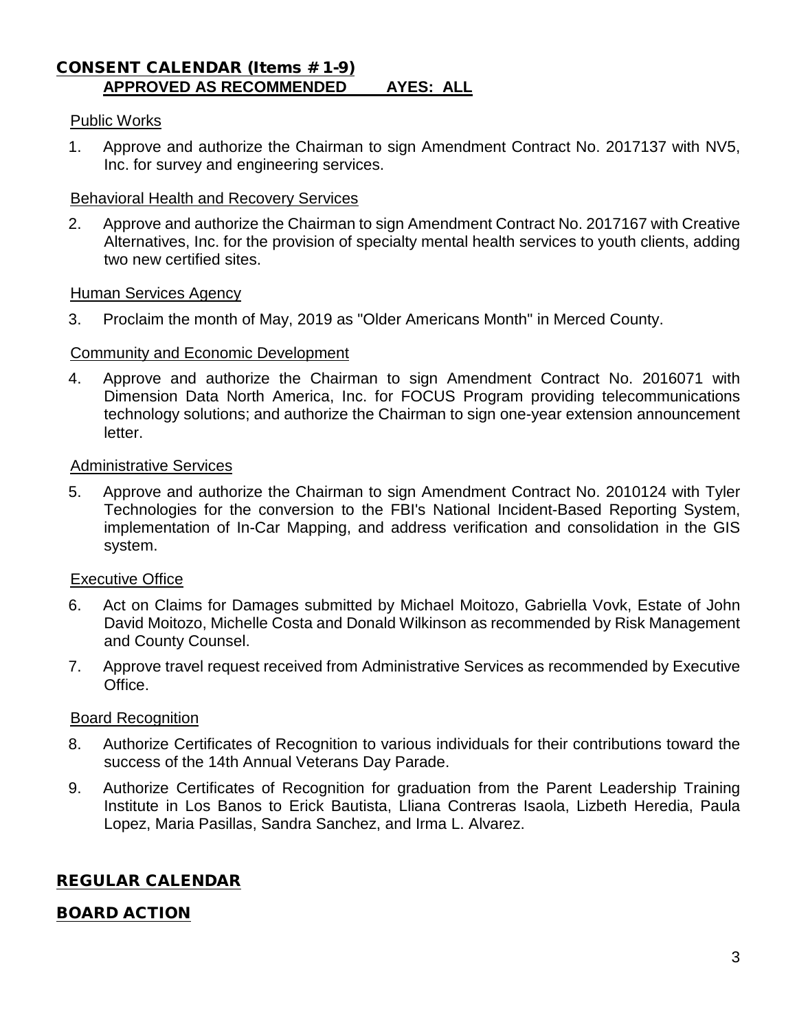## CONSENT CALENDAR (Items #1-9)

**APPROVED AS RECOMMENDED AYES: ALL**

### Public Works

1. Approve and authorize the Chairman to sign Amendment Contract No. 2017137 with NV5, Inc. for survey and engineering services.

### Behavioral Health and Recovery Services

2. Approve and authorize the Chairman to sign Amendment Contract No. 2017167 with Creative Alternatives, Inc. for the provision of specialty mental health services to youth clients, adding two new certified sites.

### Human Services Agency

3. Proclaim the month of May, 2019 as "Older Americans Month" in Merced County.

### Community and Economic Development

4. Approve and authorize the Chairman to sign Amendment Contract No. 2016071 with Dimension Data North America, Inc. for FOCUS Program providing telecommunications technology solutions; and authorize the Chairman to sign one-year extension announcement letter.

### Administrative Services

5. Approve and authorize the Chairman to sign Amendment Contract No. 2010124 with Tyler Technologies for the conversion to the FBI's National Incident-Based Reporting System, implementation of In-Car Mapping, and address verification and consolidation in the GIS system.

### Executive Office

6. Act on Claims for Damages submitted by Michael Moitozo, Gabriella Vovk, Estate of John David Moitozo, Michelle Costa and Donald Wilkinson as recommended by Risk Management and County Counsel.
7. Approve travel request received from Administrative Services as recommended by Executive Office.

### Board Recognition

8. Authorize Certificates of Recognition to various individuals for their contributions toward the success of the 14th Annual Veterans Day Parade.
9. Authorize Certificates of Recognition for graduation from the Parent Leadership Training Institute in Los Banos to Erick Bautista, Lliana Contreras Isaola, Lizbeth Heredia, Paula Lopez, Maria Pasillas, Sandra Sanchez, and Irma L. Alvarez.

## REGULAR CALENDAR

## BOARD ACTION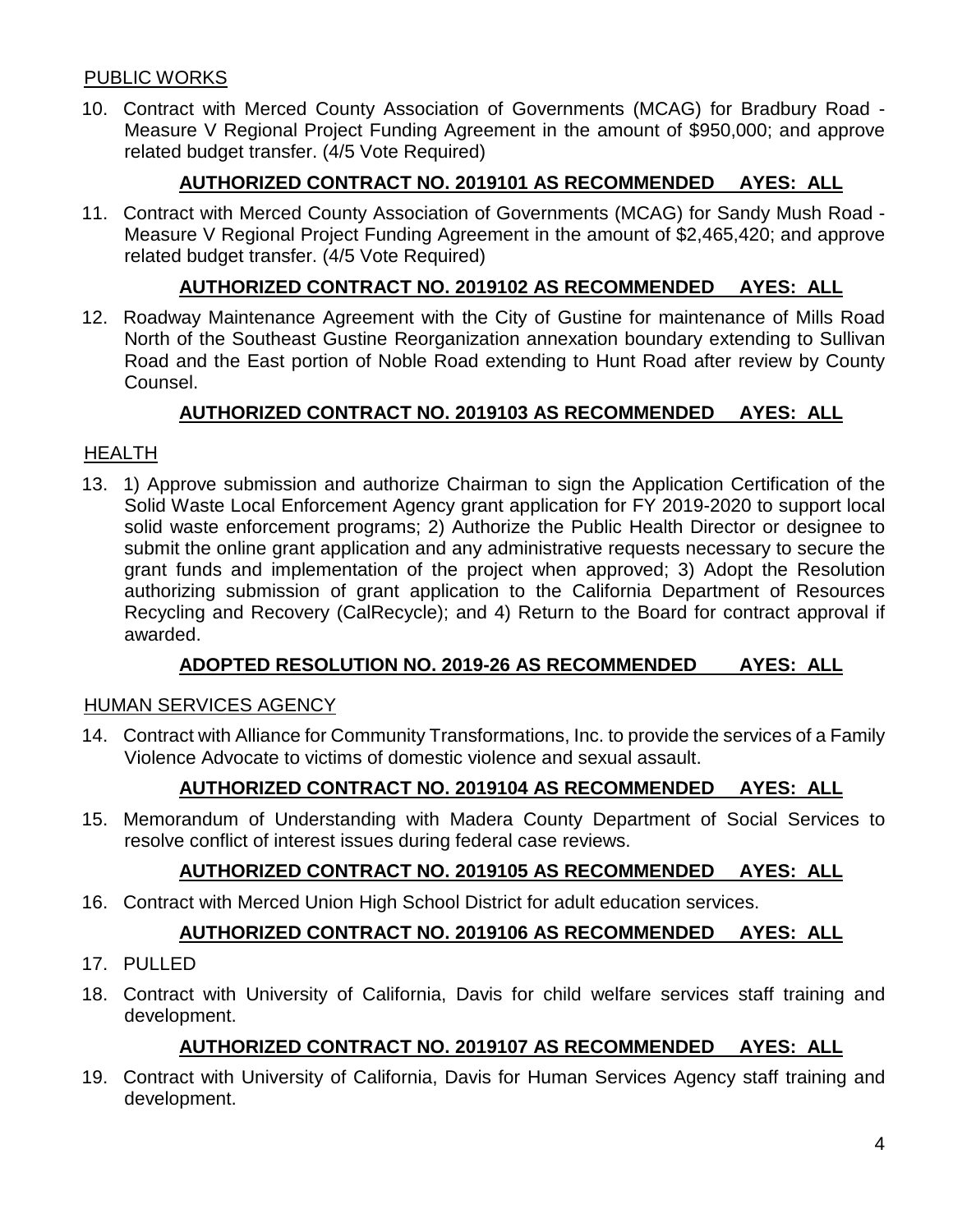PUBLIC WORKS

10. Contract with Merced County Association of Governments (MCAG) for Bradbury Road - Measure V Regional Project Funding Agreement in the amount of $950,000; and approve related budget transfer. (4/5 Vote Required)

**AUTHORIZED CONTRACT NO. 2019101 AS RECOMMENDED AYES: ALL**

11. Contract with Merced County Association of Governments (MCAG) for Sandy Mush Road - Measure V Regional Project Funding Agreement in the amount of $2,465,420; and approve related budget transfer. (4/5 Vote Required)

**AUTHORIZED CONTRACT NO. 2019102 AS RECOMMENDED AYES: ALL**

12. Roadway Maintenance Agreement with the City of Gustine for maintenance of Mills Road North of the Southeast Gustine Reorganization annexation boundary extending to Sullivan Road and the East portion of Noble Road extending to Hunt Road after review by County Counsel.

**AUTHORIZED CONTRACT NO. 2019103 AS RECOMMENDED AYES: ALL**

HEALTH

13. 1) Approve submission and authorize Chairman to sign the Application Certification of the Solid Waste Local Enforcement Agency grant application for FY 2019-2020 to support local solid waste enforcement programs; 2) Authorize the Public Health Director or designee to submit the online grant application and any administrative requests necessary to secure the grant funds and implementation of the project when approved; 3) Adopt the Resolution authorizing submission of grant application to the California Department of Resources Recycling and Recovery (CalRecycle); and 4) Return to the Board for contract approval if awarded.

**ADOPTED RESOLUTION NO. 2019-26 AS RECOMMENDED AYES: ALL**

HUMAN SERVICES AGENCY

14. Contract with Alliance for Community Transformations, Inc. to provide the services of a Family Violence Advocate to victims of domestic violence and sexual assault.

**AUTHORIZED CONTRACT NO. 2019104 AS RECOMMENDED AYES: ALL**

15. Memorandum of Understanding with Madera County Department of Social Services to resolve conflict of interest issues during federal case reviews.

**AUTHORIZED CONTRACT NO. 2019105 AS RECOMMENDED AYES: ALL**

16. Contract with Merced Union High School District for adult education services.

**AUTHORIZED CONTRACT NO. 2019106 AS RECOMMENDED AYES: ALL**

17. PULLED

18. Contract with University of California, Davis for child welfare services staff training and development.

**AUTHORIZED CONTRACT NO. 2019107 AS RECOMMENDED AYES: ALL**

19. Contract with University of California, Davis for Human Services Agency staff training and development.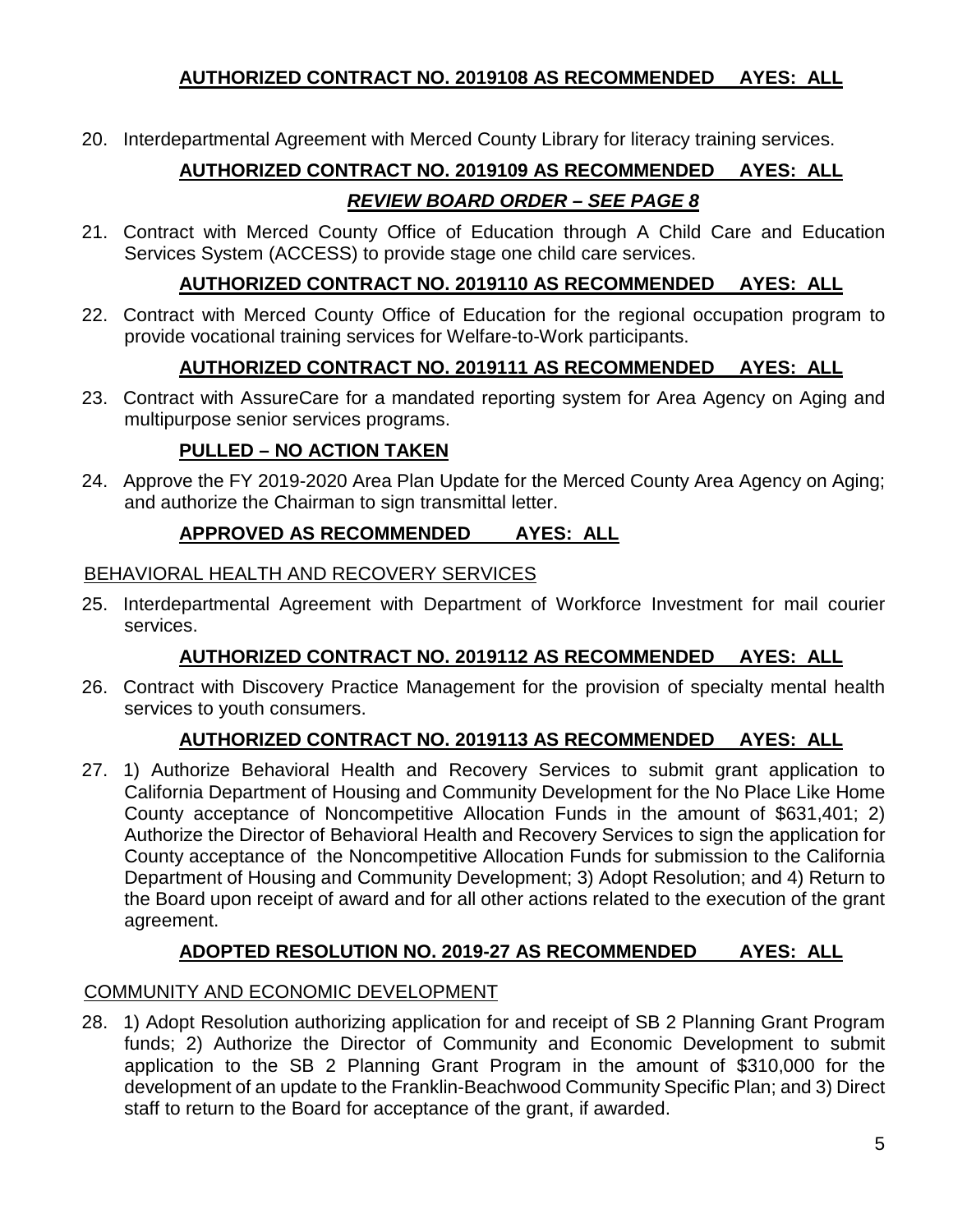**AUTHORIZED CONTRACT NO. 2019108 AS RECOMMENDED AYES: ALL**

20. Interdepartmental Agreement with Merced County Library for literacy training services.

    **AUTHORIZED CONTRACT NO. 2019109 AS RECOMMENDED AYES: ALL**

    ***REVIEW BOARD ORDER – SEE PAGE 8***

21. Contract with Merced County Office of Education through A Child Care and Education Services System (ACCESS) to provide stage one child care services.

    **AUTHORIZED CONTRACT NO. 2019110 AS RECOMMENDED AYES: ALL**

22. Contract with Merced County Office of Education for the regional occupation program to provide vocational training services for Welfare-to-Work participants.

    **AUTHORIZED CONTRACT NO. 2019111 AS RECOMMENDED AYES: ALL**

23. Contract with AssureCare for a mandated reporting system for Area Agency on Aging and multipurpose senior services programs.

    **PULLED – NO ACTION TAKEN**

24. Approve the FY 2019-2020 Area Plan Update for the Merced County Area Agency on Aging; and authorize the Chairman to sign transmittal letter.

    **APPROVED AS RECOMMENDED AYES: ALL**

BEHAVIORAL HEALTH AND RECOVERY SERVICES

25. Interdepartmental Agreement with Department of Workforce Investment for mail courier services.

    **AUTHORIZED CONTRACT NO. 2019112 AS RECOMMENDED AYES: ALL**

26. Contract with Discovery Practice Management for the provision of specialty mental health services to youth consumers.

    **AUTHORIZED CONTRACT NO. 2019113 AS RECOMMENDED AYES: ALL**

27. 1) Authorize Behavioral Health and Recovery Services to submit grant application to California Department of Housing and Community Development for the No Place Like Home County acceptance of Noncompetitive Allocation Funds in the amount of $631,401; 2) Authorize the Director of Behavioral Health and Recovery Services to sign the application for County acceptance of the Noncompetitive Allocation Funds for submission to the California Department of Housing and Community Development; 3) Adopt Resolution; and 4) Return to the Board upon receipt of award and for all other actions related to the execution of the grant agreement.

    **ADOPTED RESOLUTION NO. 2019-27 AS RECOMMENDED AYES: ALL**

COMMUNITY AND ECONOMIC DEVELOPMENT

28. 1) Adopt Resolution authorizing application for and receipt of SB 2 Planning Grant Program funds; 2) Authorize the Director of Community and Economic Development to submit application to the SB 2 Planning Grant Program in the amount of $310,000 for the development of an update to the Franklin-Beachwood Community Specific Plan; and 3) Direct staff to return to the Board for acceptance of the grant, if awarded.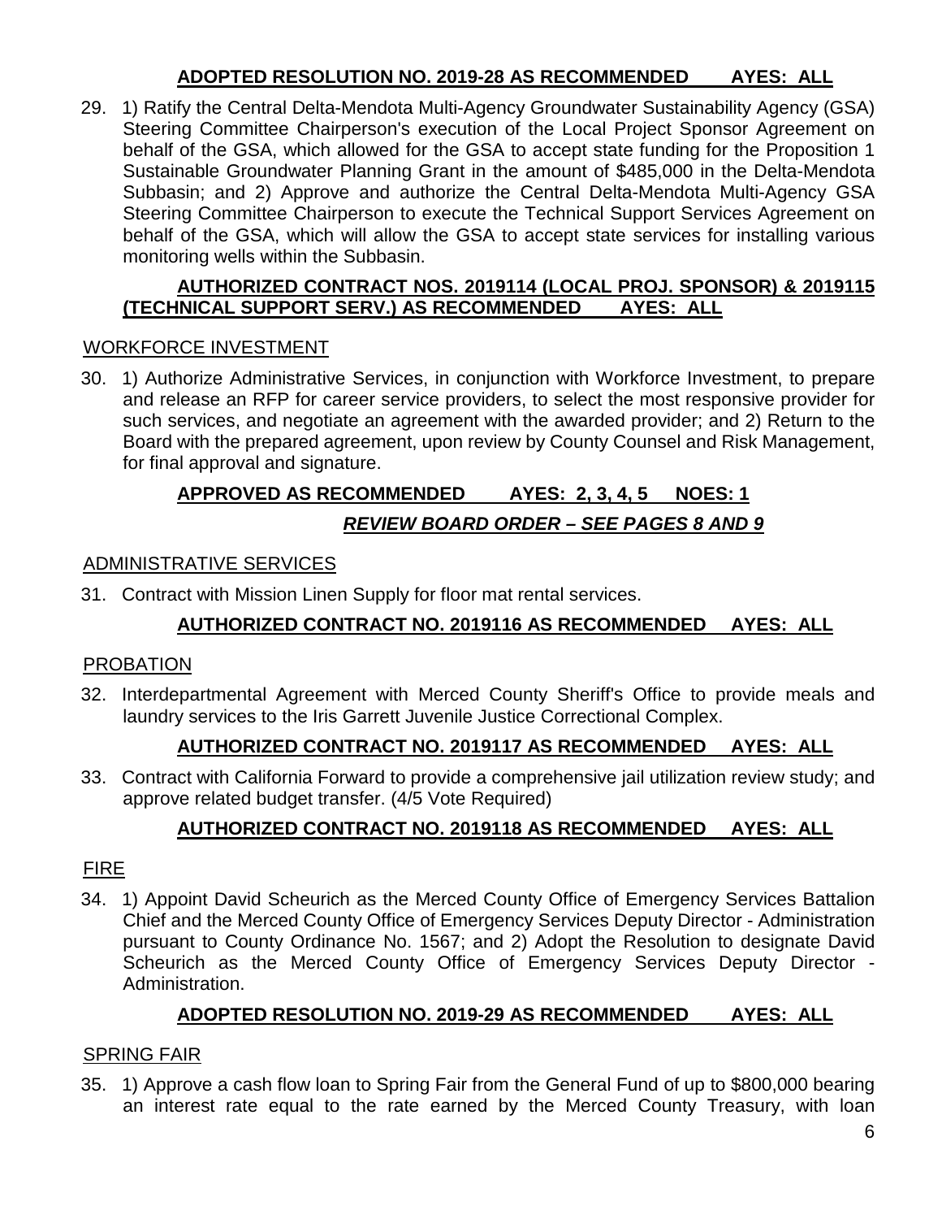**ADOPTED RESOLUTION NO. 2019-28 AS RECOMMENDED AYES: ALL**

29. 1) Ratify the Central Delta-Mendota Multi-Agency Groundwater Sustainability Agency (GSA) Steering Committee Chairperson's execution of the Local Project Sponsor Agreement on behalf of the GSA, which allowed for the GSA to accept state funding for the Proposition 1 Sustainable Groundwater Planning Grant in the amount of $485,000 in the Delta-Mendota Subbasin; and 2) Approve and authorize the Central Delta-Mendota Multi-Agency GSA Steering Committee Chairperson to execute the Technical Support Services Agreement on behalf of the GSA, which will allow the GSA to accept state services for installing various monitoring wells within the Subbasin.

    **AUTHORIZED CONTRACT NOS. 2019114 (LOCAL PROJ. SPONSOR) & 2019115 (TECHNICAL SUPPORT SERV.) AS RECOMMENDED AYES: ALL**

WORKFORCE INVESTMENT

30. 1) Authorize Administrative Services, in conjunction with Workforce Investment, to prepare and release an RFP for career service providers, to select the most responsive provider for such services, and negotiate an agreement with the awarded provider; and 2) Return to the Board with the prepared agreement, upon review by County Counsel and Risk Management, for final approval and signature.

    **APPROVED AS RECOMMENDED AYES: 2, 3, 4, 5 NOES: 1**

    ***REVIEW BOARD ORDER – SEE PAGES 8 AND 9***

ADMINISTRATIVE SERVICES

31. Contract with Mission Linen Supply for floor mat rental services.

    **AUTHORIZED CONTRACT NO. 2019116 AS RECOMMENDED AYES: ALL**

PROBATION

32. Interdepartmental Agreement with Merced County Sheriff's Office to provide meals and laundry services to the Iris Garrett Juvenile Justice Correctional Complex.

    **AUTHORIZED CONTRACT NO. 2019117 AS RECOMMENDED AYES: ALL**

33. Contract with California Forward to provide a comprehensive jail utilization review study; and approve related budget transfer. (4/5 Vote Required)

    **AUTHORIZED CONTRACT NO. 2019118 AS RECOMMENDED AYES: ALL**

FIRE

34. 1) Appoint David Scheurich as the Merced County Office of Emergency Services Battalion Chief and the Merced County Office of Emergency Services Deputy Director - Administration pursuant to County Ordinance No. 1567; and 2) Adopt the Resolution to designate David Scheurich as the Merced County Office of Emergency Services Deputy Director - Administration.

    **ADOPTED RESOLUTION NO. 2019-29 AS RECOMMENDED AYES: ALL**

SPRING FAIR

35. 1) Approve a cash flow loan to Spring Fair from the General Fund of up to $800,000 bearing an interest rate equal to the rate earned by the Merced County Treasury, with loan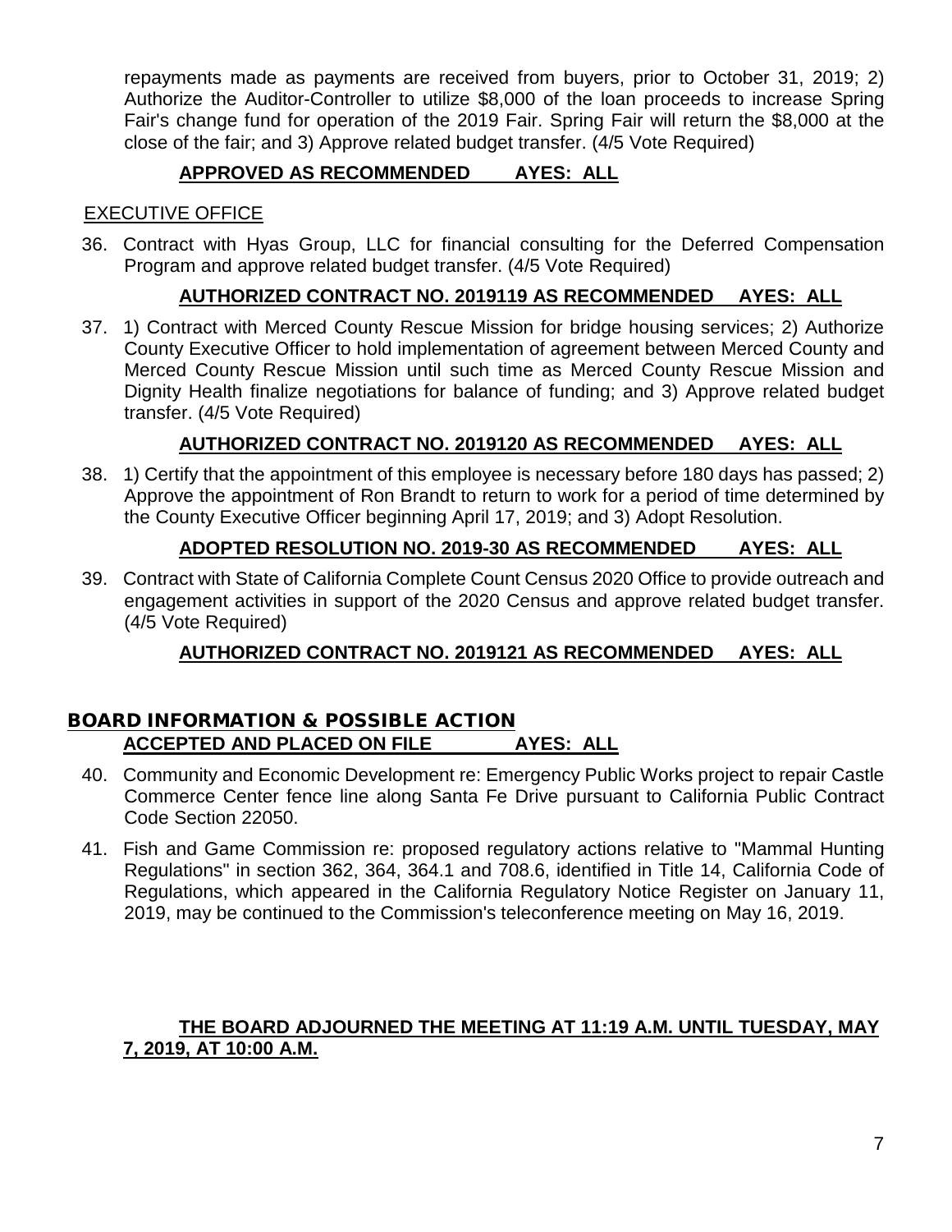repayments made as payments are received from buyers, prior to October 31, 2019; 2) Authorize the Auditor-Controller to utilize $8,000 of the loan proceeds to increase Spring Fair's change fund for operation of the 2019 Fair. Spring Fair will return the $8,000 at the close of the fair; and 3) Approve related budget transfer. (4/5 Vote Required)

**APPROVED AS RECOMMENDED AYES: ALL**

EXECUTIVE OFFICE

36. Contract with Hyas Group, LLC for financial consulting for the Deferred Compensation Program and approve related budget transfer. (4/5 Vote Required)

    **AUTHORIZED CONTRACT NO. 2019119 AS RECOMMENDED AYES: ALL**

37. 1) Contract with Merced County Rescue Mission for bridge housing services; 2) Authorize County Executive Officer to hold implementation of agreement between Merced County and Merced County Rescue Mission until such time as Merced County Rescue Mission and Dignity Health finalize negotiations for balance of funding; and 3) Approve related budget transfer. (4/5 Vote Required)

    **AUTHORIZED CONTRACT NO. 2019120 AS RECOMMENDED AYES: ALL**

38. 1) Certify that the appointment of this employee is necessary before 180 days has passed; 2) Approve the appointment of Ron Brandt to return to work for a period of time determined by the County Executive Officer beginning April 17, 2019; and 3) Adopt Resolution.

    **ADOPTED RESOLUTION NO. 2019-30 AS RECOMMENDED AYES: ALL**

39. Contract with State of California Complete Count Census 2020 Office to provide outreach and engagement activities in support of the 2020 Census and approve related budget transfer. (4/5 Vote Required)

    **AUTHORIZED CONTRACT NO. 2019121 AS RECOMMENDED AYES: ALL**

## BOARD INFORMATION & POSSIBLE ACTION

**ACCEPTED AND PLACED ON FILE AYES: ALL**

40. Community and Economic Development re: Emergency Public Works project to repair Castle Commerce Center fence line along Santa Fe Drive pursuant to California Public Contract Code Section 22050.

41. Fish and Game Commission re: proposed regulatory actions relative to "Mammal Hunting Regulations" in section 362, 364, 364.1 and 708.6, identified in Title 14, California Code of Regulations, which appeared in the California Regulatory Notice Register on January 11, 2019, may be continued to the Commission's teleconference meeting on May 16, 2019.

**THE BOARD ADJOURNED THE MEETING AT 11:19 A.M. UNTIL TUESDAY, MAY 7, 2019, AT 10:00 A.M.**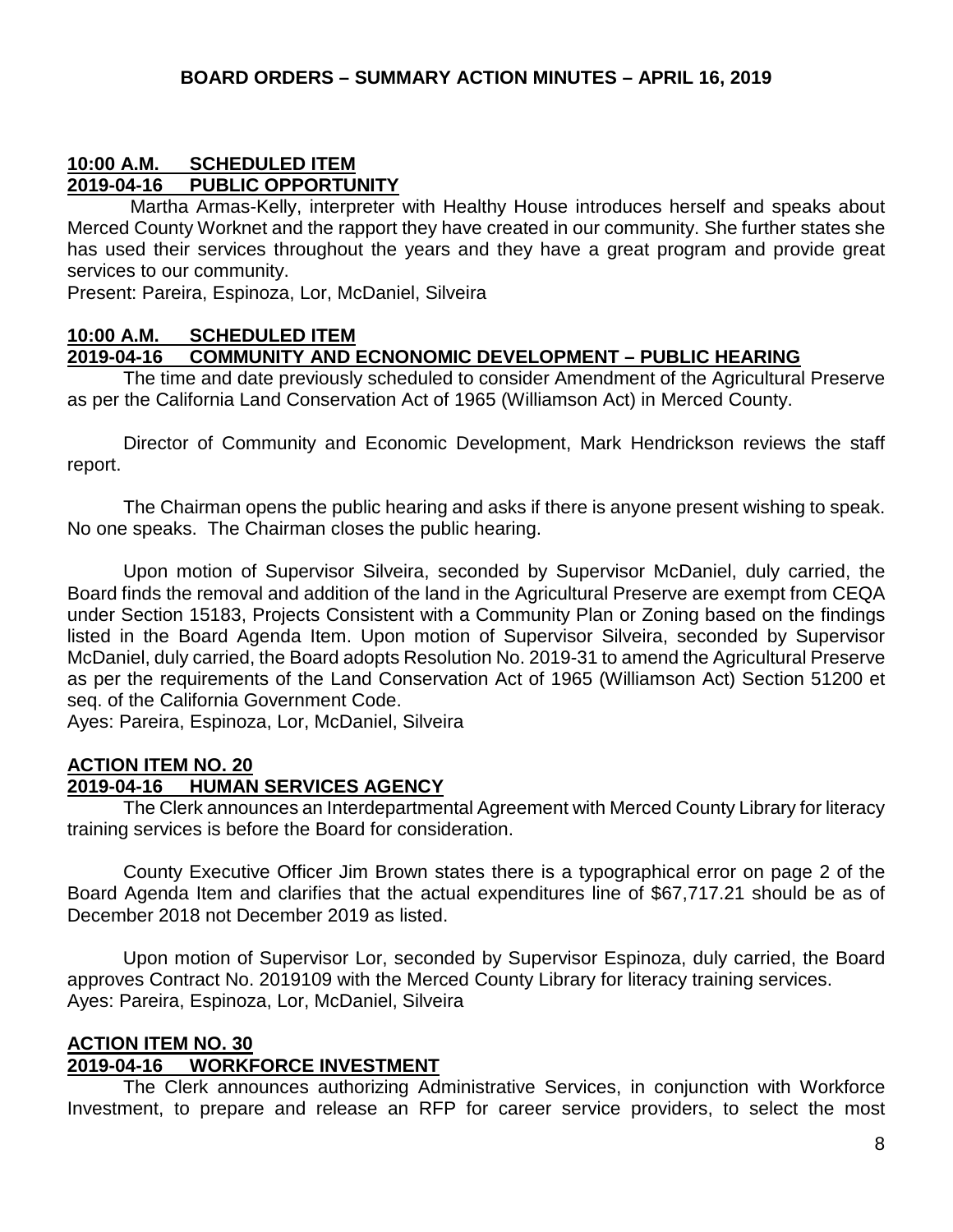## BOARD ORDERS – SUMMARY ACTION MINUTES – APRIL 16, 2019

**10:00 A.M. SCHEDULED ITEM**
**2019-04-16 PUBLIC OPPORTUNITY**

Martha Armas-Kelly, interpreter with Healthy House introduces herself and speaks about Merced County Worknet and the rapport they have created in our community. She further states she has used their services throughout the years and they have a great program and provide great services to our community.
Present: Pareira, Espinoza, Lor, McDaniel, Silveira

**10:00 A.M. SCHEDULED ITEM**
**2019-04-16 COMMUNITY AND ECNONOMIC DEVELOPMENT – PUBLIC HEARING**

The time and date previously scheduled to consider Amendment of the Agricultural Preserve as per the California Land Conservation Act of 1965 (Williamson Act) in Merced County.

Director of Community and Economic Development, Mark Hendrickson reviews the staff report.

The Chairman opens the public hearing and asks if there is anyone present wishing to speak. No one speaks. The Chairman closes the public hearing.

Upon motion of Supervisor Silveira, seconded by Supervisor McDaniel, duly carried, the Board finds the removal and addition of the land in the Agricultural Preserve are exempt from CEQA under Section 15183, Projects Consistent with a Community Plan or Zoning based on the findings listed in the Board Agenda Item. Upon motion of Supervisor Silveira, seconded by Supervisor McDaniel, duly carried, the Board adopts Resolution No. 2019-31 to amend the Agricultural Preserve as per the requirements of the Land Conservation Act of 1965 (Williamson Act) Section 51200 et seq. of the California Government Code.
Ayes: Pareira, Espinoza, Lor, McDaniel, Silveira

**ACTION ITEM NO. 20**
**2019-04-16 HUMAN SERVICES AGENCY**

The Clerk announces an Interdepartmental Agreement with Merced County Library for literacy training services is before the Board for consideration.

County Executive Officer Jim Brown states there is a typographical error on page 2 of the Board Agenda Item and clarifies that the actual expenditures line of $67,717.21 should be as of December 2018 not December 2019 as listed.

Upon motion of Supervisor Lor, seconded by Supervisor Espinoza, duly carried, the Board approves Contract No. 2019109 with the Merced County Library for literacy training services.
Ayes: Pareira, Espinoza, Lor, McDaniel, Silveira

**ACTION ITEM NO. 30**
**2019-04-16 WORKFORCE INVESTMENT**

The Clerk announces authorizing Administrative Services, in conjunction with Workforce Investment, to prepare and release an RFP for career service providers, to select the most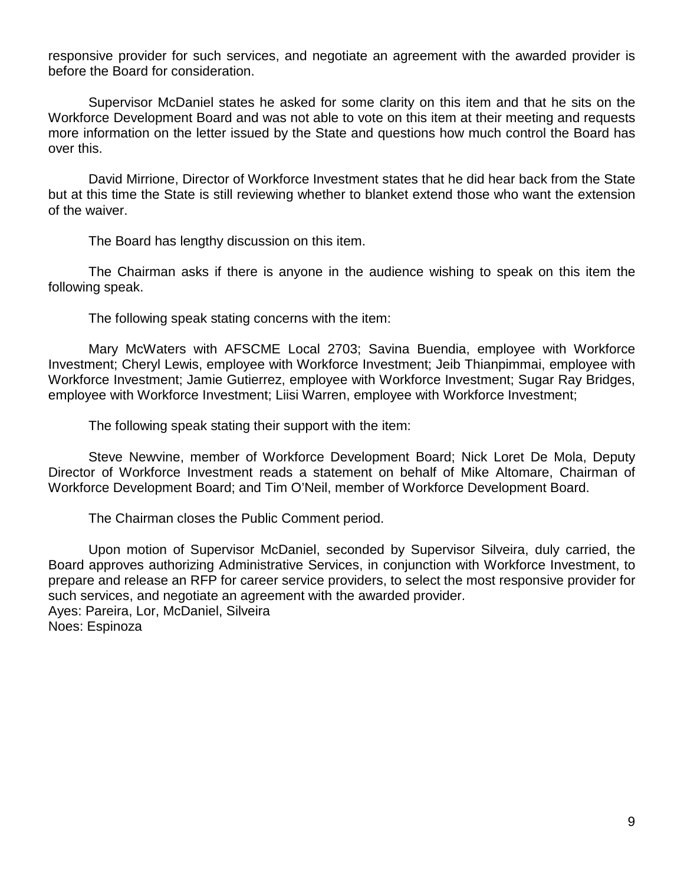responsive provider for such services, and negotiate an agreement with the awarded provider is before the Board for consideration.

Supervisor McDaniel states he asked for some clarity on this item and that he sits on the Workforce Development Board and was not able to vote on this item at their meeting and requests more information on the letter issued by the State and questions how much control the Board has over this.

David Mirrione, Director of Workforce Investment states that he did hear back from the State but at this time the State is still reviewing whether to blanket extend those who want the extension of the waiver.

The Board has lengthy discussion on this item.

The Chairman asks if there is anyone in the audience wishing to speak on this item the following speak.

The following speak stating concerns with the item:

Mary McWaters with AFSCME Local 2703; Savina Buendia, employee with Workforce Investment; Cheryl Lewis, employee with Workforce Investment; Jeib Thianpimmai, employee with Workforce Investment; Jamie Gutierrez, employee with Workforce Investment; Sugar Ray Bridges, employee with Workforce Investment; Liisi Warren, employee with Workforce Investment;

The following speak stating their support with the item:

Steve Newvine, member of Workforce Development Board; Nick Loret De Mola, Deputy Director of Workforce Investment reads a statement on behalf of Mike Altomare, Chairman of Workforce Development Board; and Tim O'Neil, member of Workforce Development Board.

The Chairman closes the Public Comment period.

Upon motion of Supervisor McDaniel, seconded by Supervisor Silveira, duly carried, the Board approves authorizing Administrative Services, in conjunction with Workforce Investment, to prepare and release an RFP for career service providers, to select the most responsive provider for such services, and negotiate an agreement with the awarded provider.
Ayes: Pareira, Lor, McDaniel, Silveira
Noes: Espinoza